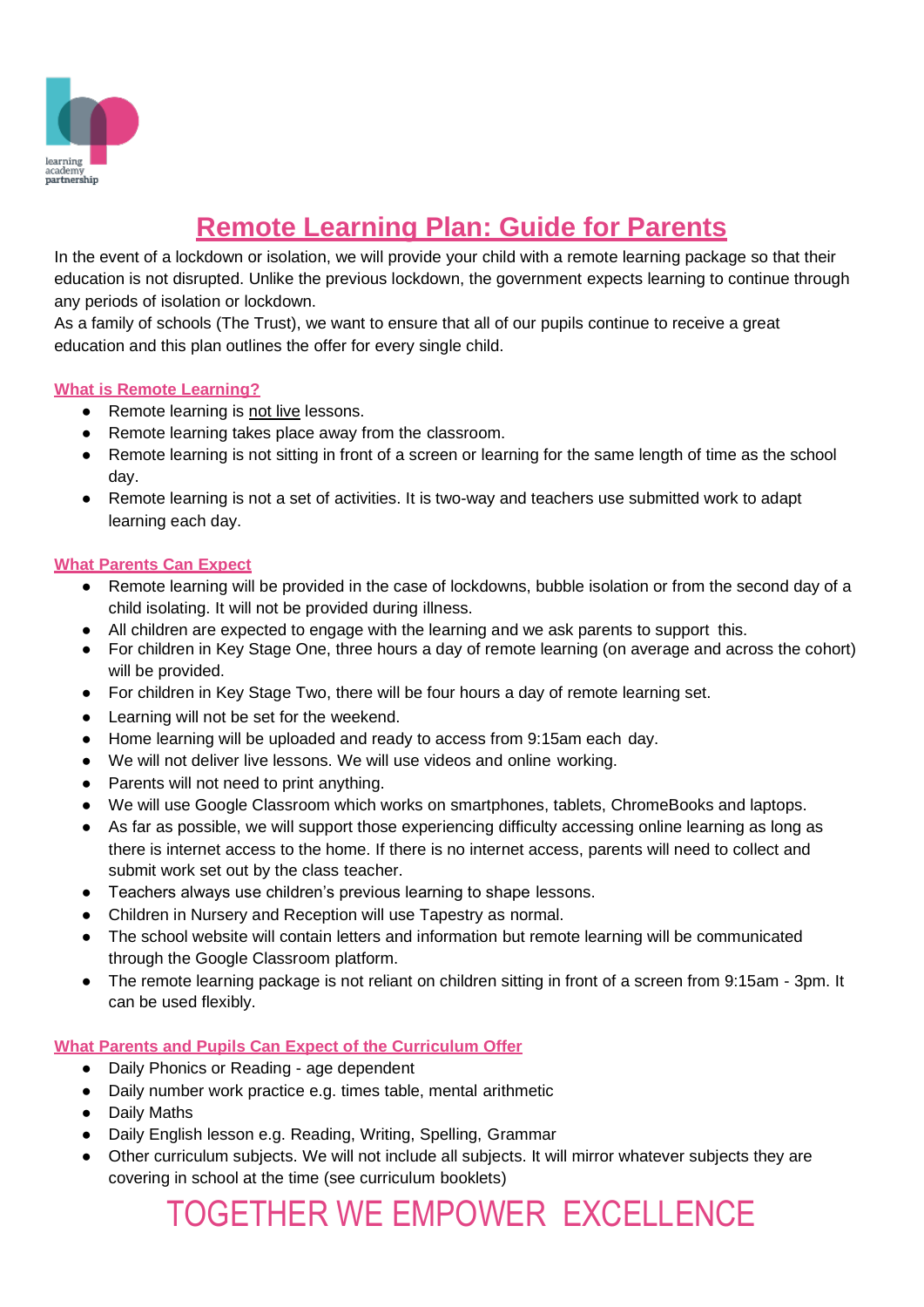# Remote Learning Plan: Guide for Parents

In the event of a lockdown or isolation, we will provide your child with a remote learning package so that their education is not disrupted. Unlike the previous lockdown, the government expects learning to continue through any periods of isolation or lockdown.

As a family of schools (The Trust), we want to ensure that all of our pupils continue to receive a great education and this plan outlines the offer for every single child.

## What is Remote Learning?

- Remote learning is not live lessons.
- Remote learning takes place away from the classroom.
- Remote learning is not sitting in front of a screen or learning for the same length of time as the school day.
- Remote learning is not a set of activities. It is two-way and teachers use submitted work to adapt learning each day.

## What Parents Can Expect

- Remote learning will be provided in the case of lockdowns, bubble isolation or from the second day of a child isolating. It will not be provided during illness.
- All children are expected to engage with the learning and we ask parents to support this.
- For children in Key Stage One, three hours a day of remote learning (on average and across the cohort) will be provided.
- For children in Key Stage Two, there will be four hours a day of remote learning set.
- Learning will not be set for the weekend.
- Home learning will be uploaded and ready to access from 9:15am each day.
- We will not deliver live lessons. We will use videos and online working.
- Parents will not need to print anything.
- We will use Google Classroom which works on smartphones, tablets, ChromeBooks and laptops.
- As far as possible, we will support those experiencing difficulty accessing online learning as long as there is internet access to the home. If there is no internet access, parents will need to collect and submit work set out by the class teacher.
- Teachers always use children's previous learning to shape lessons.
- Children in Nursery and Reception will use Tapestry as normal.
- The school website will contain letters and information but remote learning will be communicated through the Google Classroom platform.
- The remote learning package is not reliant on children sitting in front of a screen from 9:15am - 3pm. It can be used flexibly.

## What Parents and Pupils Can Expect of the Curriculum Offer

- Daily Phonics or Reading - age dependent
- Daily number work practice e.g. times table, mental arithmetic
- Daily Maths
- Daily English lesson e.g. Reading, Writing, Spelling, Grammar
- Other curriculum subjects. We will not include all subjects. It will mirror whatever subjects they are covering in school at the time (see curriculum booklets)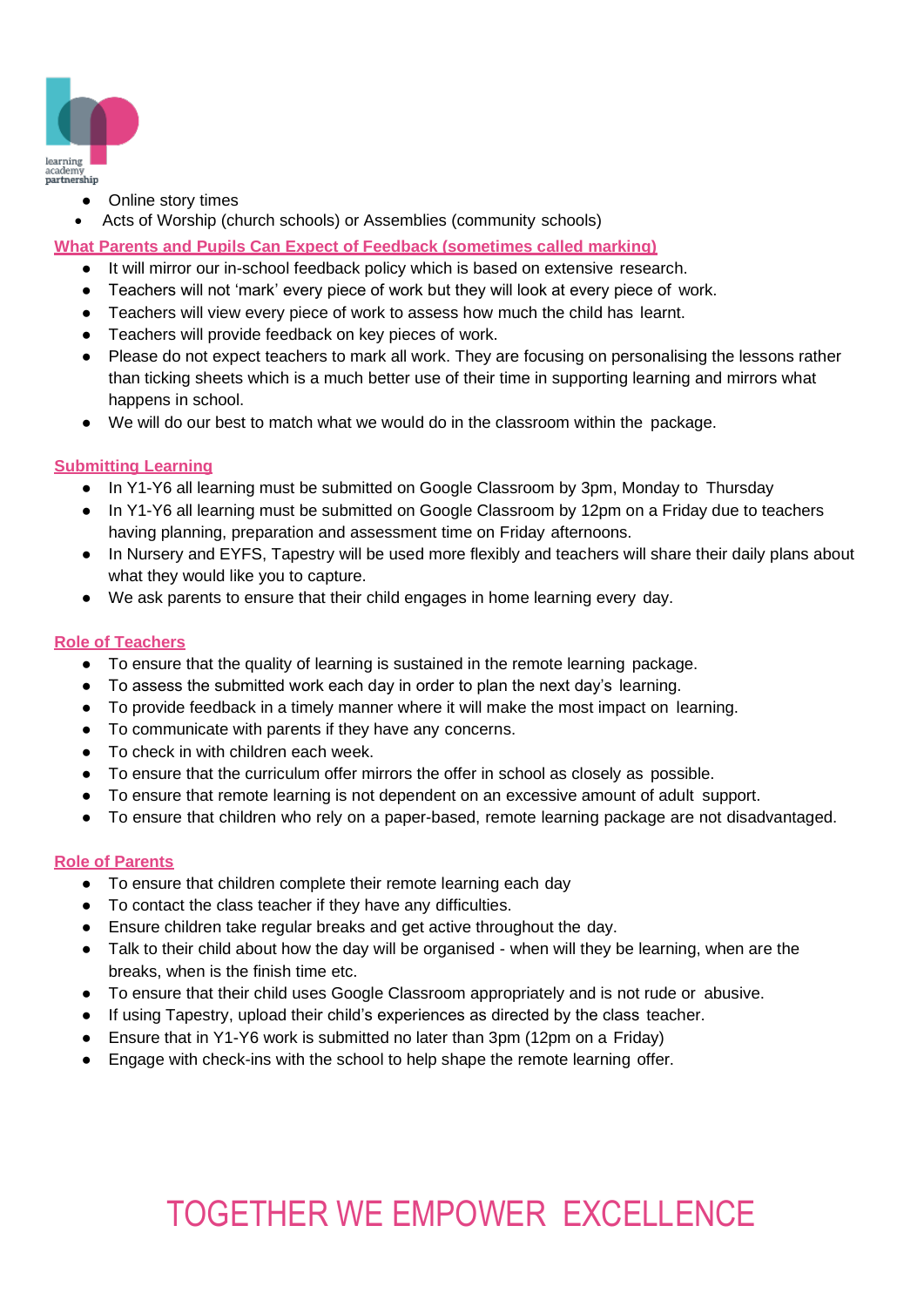- Online story times
- Acts of Worship (church schools) or Assemblies (community schools)

## What Parents and Pupils Can Expect of Feedback (sometimes called marking)

- It will mirror our in-school feedback policy which is based on extensive research.
- Teachers will not 'mark' every piece of work but they will look at every piece of work.
- Teachers will view every piece of work to assess how much the child has learnt.
- Teachers will provide feedback on key pieces of work.
- Please do not expect teachers to mark all work. They are focusing on personalising the lessons rather than ticking sheets which is a much better use of their time in supporting learning and mirrors what happens in school.
- We will do our best to match what we would do in the classroom within the package.

## Submitting Learning

- In Y1-Y6 all learning must be submitted on Google Classroom by 3pm, Monday to Thursday
- In Y1-Y6 all learning must be submitted on Google Classroom by 12pm on a Friday due to teachers having planning, preparation and assessment time on Friday afternoons.
- In Nursery and EYFS, Tapestry will be used more flexibly and teachers will share their daily plans about what they would like you to capture.
- We ask parents to ensure that their child engages in home learning every day.

## Role of Teachers

- To ensure that the quality of learning is sustained in the remote learning package.
- To assess the submitted work each day in order to plan the next day's learning.
- To provide feedback in a timely manner where it will make the most impact on learning.
- To communicate with parents if they have any concerns.
- To check in with children each week.
- To ensure that the curriculum offer mirrors the offer in school as closely as possible.
- To ensure that remote learning is not dependent on an excessive amount of adult support.
- To ensure that children who rely on a paper-based, remote learning package are not disadvantaged.

## Role of Parents

- To ensure that children complete their remote learning each day
- To contact the class teacher if they have any difficulties.
- Ensure children take regular breaks and get active throughout the day.
- Talk to their child about how the day will be organised - when will they be learning, when are the breaks, when is the finish time etc.
- To ensure that their child uses Google Classroom appropriately and is not rude or abusive.
- If using Tapestry, upload their child's experiences as directed by the class teacher.
- Ensure that in Y1-Y6 work is submitted no later than 3pm (12pm on a Friday)
- Engage with check-ins with the school to help shape the remote learning offer.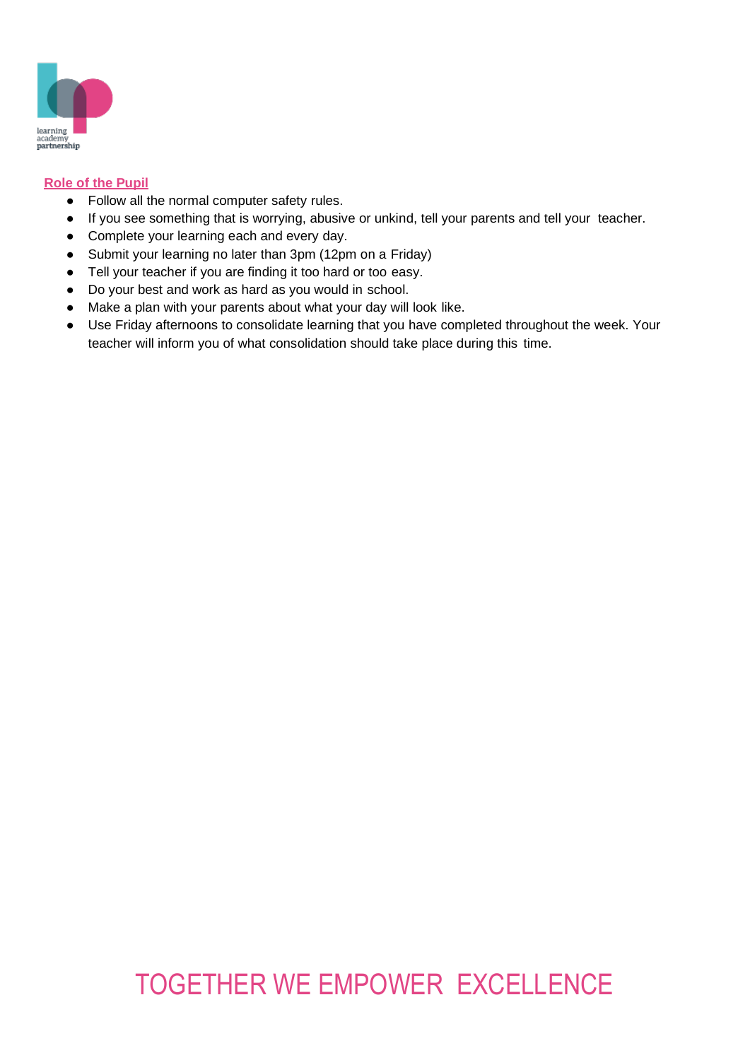## Role of the Pupil

- Follow all the normal computer safety rules.
- If you see something that is worrying, abusive or unkind, tell your parents and tell your teacher.
- Complete your learning each and every day.
- Submit your learning no later than 3pm (12pm on a Friday)
- Tell your teacher if you are finding it too hard or too easy.
- Do your best and work as hard as you would in school.
- Make a plan with your parents about what your day will look like.
- Use Friday afternoons to consolidate learning that you have completed throughout the week. Your teacher will inform you of what consolidation should take place during this time.